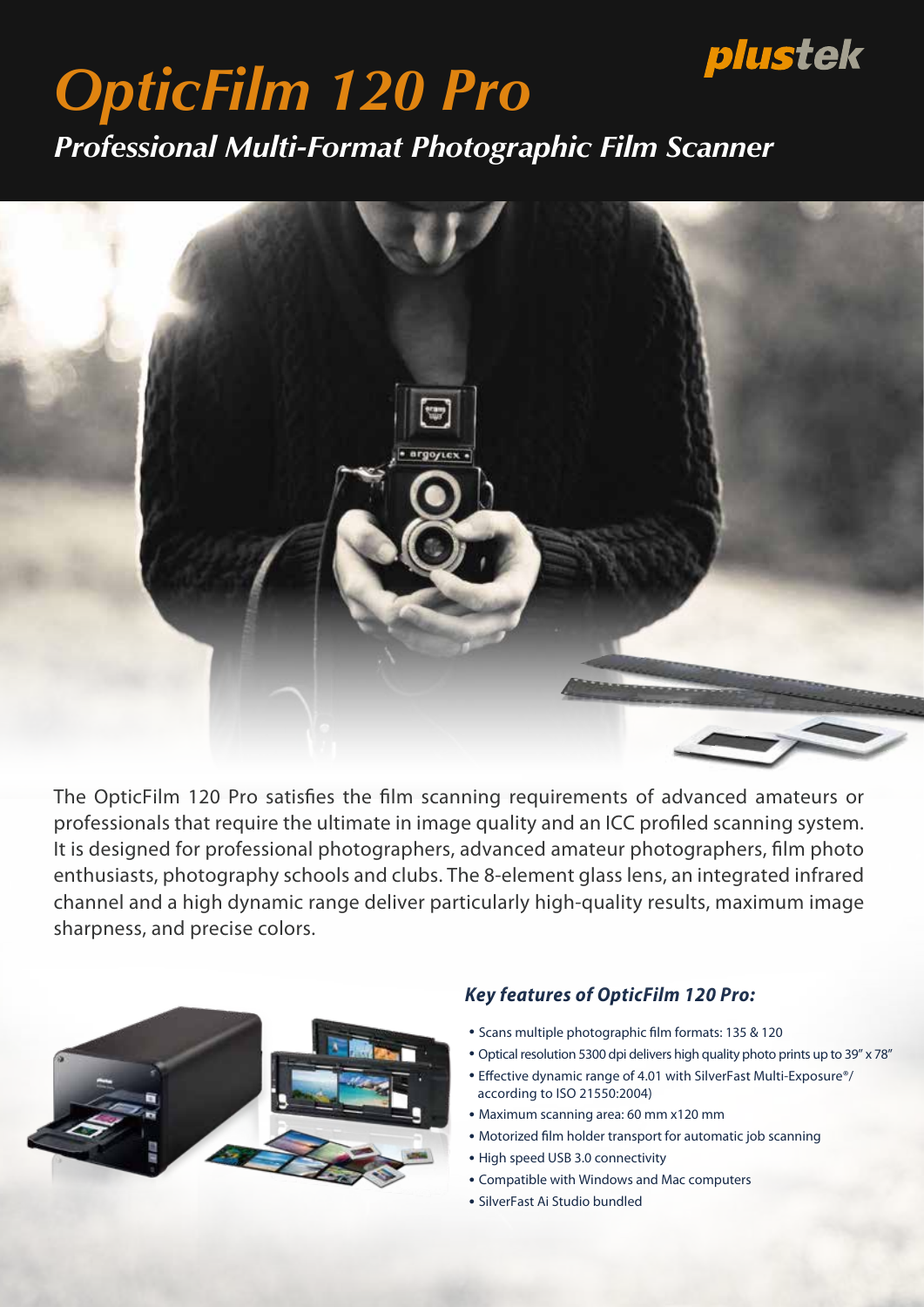# OpticFilm 120 Pro

plustek

## *Professional Multi-Format Photographic Film Scanner*

The OpticFilm 120 Pro satisfies the film scanning requirements of advanced amateurs or professionals that require the ultimate in image quality and an ICC profiled scanning system. It is designed for professional photographers, advanced amateur photographers, film photo enthusiasts, photography schools and clubs. The 8-element glass lens, an integrated infrared channel and a high dynamic range deliver particularly high-quality results, maximum image sharpness, and precise colors.

### *Key features of OpticFilm 120 Pro:*

- Scans multiple photographic film formats: 135 & 120
- Optical resolution 5300 dpi delivers high quality photo prints up to 39" x 78"
- Effective dynamic range of 4.01 with SilverFast Multi-Exposure®/ according to ISO 21550:2004)
- Maximum scanning area: 60 mm x120 mm
- Motorized film holder transport for automatic job scanning
- High speed USB 3.0 connectivity
- Compatible with Windows and Mac computers
- SilverFast Ai Studio bundled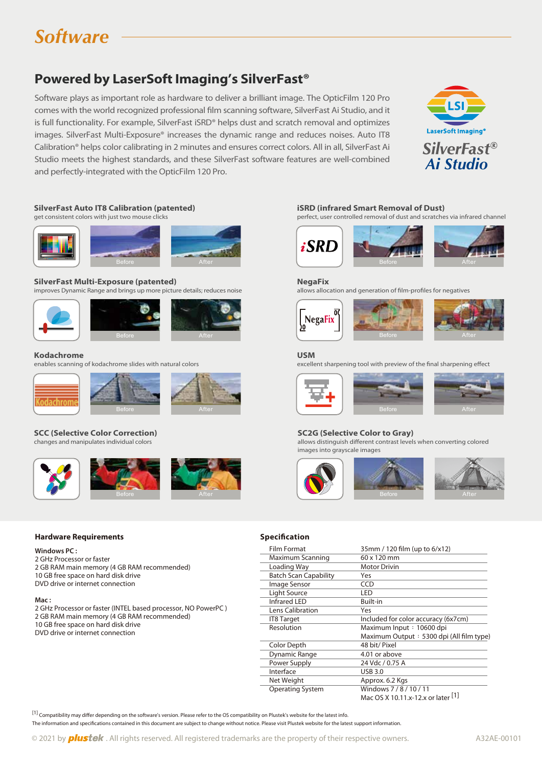# Software

## Powered by LaserSoft Imaging's SilverFast®

Software plays as important role as hardware to deliver a brilliant image. The OpticFilm 120 Pro comes with the world recognized professional film scanning software, SilverFast Ai Studio, and it is full functionality. For example, SilverFast iSRD® helps dust and scratch removal and optimizes images. SilverFast Multi-Exposure® increases the dynamic range and reduces noises. Auto IT8 Calibration® helps color calibrating in 2 minutes and ensures correct colors. All in all, SilverFast Ai Studio meets the highest standards, and these SilverFast software features are well-combined and perfectly-integrated with the OpticFilm 120 Pro.

LSI
LaserSoft Imaging®
SilverFast®
Ai Studio

### SilverFast Auto IT8 Calibration (patented)

get consistent colors with just two mouse clicks

Before
After

### SilverFast Multi-Exposure (patented)

improves Dynamic Range and brings up more picture details; reduces noise

Before
After

### Kodachrome

enables scanning of kodachrome slides with natural colors

Before
After

### SCC (Selective Color Correction)

changes and manipulates individual colors

Before
After

### iSRD (infrared Smart Removal of Dust)

perfect, user controlled removal of dust and scratches via infrared channel

Before
After

### NegaFix

allows allocation and generation of film-profiles for negatives

Before
After

### USM

excellent sharpening tool with preview of the final sharpening effect

Before
After

### SC2G (Selective Color to Gray)

allows distinguish different contrast levels when converting colored images into grayscale images

Before
After

### Hardware Requirements

**Windows PC :**
2 GHz Processor or faster
2 GB RAM main memory (4 GB RAM recommended)
10 GB free space on hard disk drive
DVD drive or internet connection

**Mac :**
2 GHz Processor or faster (INTEL based processor, NO PowerPC )
2 GB RAM main memory (4 GB RAM recommended)
10 GB free space on hard disk drive
DVD drive or internet connection

### Specification

| | |
|---|---|
| Film Format | 35mm / 120 film (up to 6/x12) |
| Maximum Scanning | 60 x 120 mm |
| Loading Way | Motor Drivin |
| Batch Scan Capability | Yes |
| Image Sensor | CCD |
| Light Source | LED |
| Infrared LED | Built-in |
| Lens Calibration | Yes |
| IT8 Target | Included for color accuracy (6x7cm) |
| Resolution | Maximum Input：10600 dpi<br>Maximum Output：5300 dpi (All film type) |
| Color Depth | 48 bit/ Pixel |
| Dynamic Range | 4.01 or above |
| Power Supply | 24 Vdc / 0.75 A |
| Interface | USB 3.0 |
| Net Weight | Approx. 6.2 Kgs |
| Operating System | Windows 7 / 8 / 10 / 11<br>Mac OS X 10.11.x-12.x or later [1] |

[1] Compatibility may differ depending on the software's version. Please refer to the OS compatibility on Plustek's website for the latest info.
The information and specifications contained in this document are subject to change without notice. Please visit Plustek website for the latest support information.

© 2021 by plustek . All rights reserved. All registered trademarks are the property of their respective owners. A32AE-00101